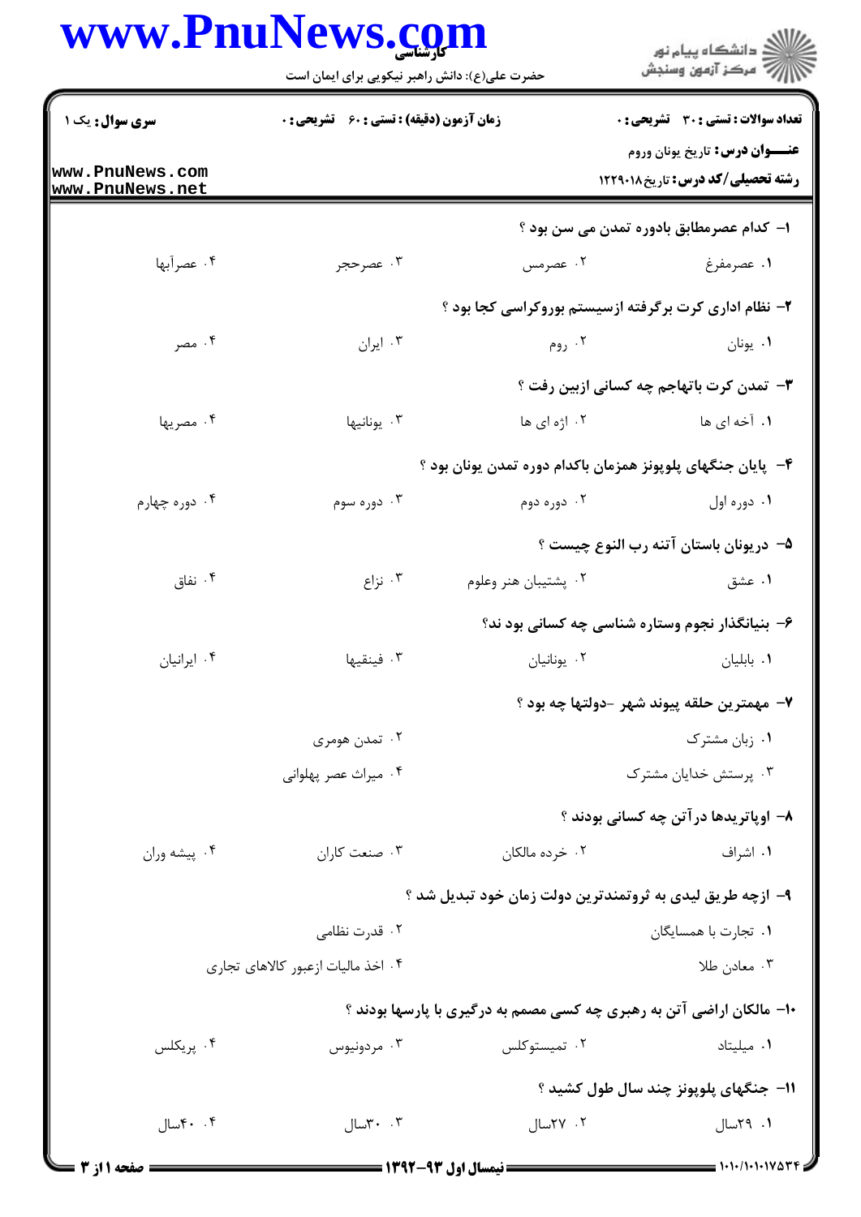**سری سوال:** یک ۱

**زمان آزمون (دقیقه) : تستی : ۶۰ تشریحی : ۰**

**تعداد سوالات : تستی : ۳۰ تشریحی : ۰**

**عنـــوان درس:** تاریخ یونان وروم

**رشته تحصیلی/کد درس:** تاریخ ۱۲۲۹۰۱۸

۱- کدام عصرمطابق بادوره تمدن می سن بود ؟

۱. عصرمفرغ ۲. عصرمس ۳. عصرحجر ۴. عصرآبها

۲- نظام اداری کرت برگرفته ازسیستم بوروکراسی کجا بود ؟

۱. یونان ۲. روم ۳. ایران ۴. مصر

۳- تمدن کرت باتهاجم چه کسانی ازبین رفت ؟

۱. آخه ای ها ۲. اژه ای ها ۳. یونانیها ۴. مصریها

۴- پایان جنگهای پلوپونز همزمان باکدام دوره تمدن یونان بود ؟

۱. دوره اول ۲. دوره دوم ۳. دوره سوم ۴. دوره چهارم

۵- دریونان باستان آتنه رب النوع چیست ؟

۱. عشق ۲. پشتیبان هنر وعلوم ۳. نزاع ۴. نفاق

۶- بنیانگذار نجوم وستاره شناسی چه کسانی بود ند؟

۱. بابلیان ۲. یونانیان ۳. فینقیها ۴. ایرانیان

۷- مهمترین حلقه پیوند شهر -دولتها چه بود ؟

۱. زبان مشترک ۲. تمدن هومری ۳. پرستش خدایان مشترک ۴. میراث عصر پهلوانی

۸- اوپاتریدها درآتن چه کسانی بودند ؟

۱. اشراف ۲. خرده مالکان ۳. صنعت کاران ۴. پیشه وران

۹- ازچه طریق لیدی به ثروتمندترین دولت زمان خود تبدیل شد ؟

۱. تجارت با همسایگان ۲. قدرت نظامی ۳. معادن طلا ۴. اخذ مالیات ازعبور کالاهای تجاری

۱۰- مالکان اراضی آتن به رهبری چه کسی مصمم به درگیری با پارسها بودند ؟

۱. میلیتاد ۲. تمیستوکلس ۳. مردونیوس ۴. پریکلس

۱۱- جنگهای پلوپونز چند سال طول کشید ؟

۱. ۲۹سال ۲. ۲۷سال ۳. ۳۰سال ۴. ۴۰سال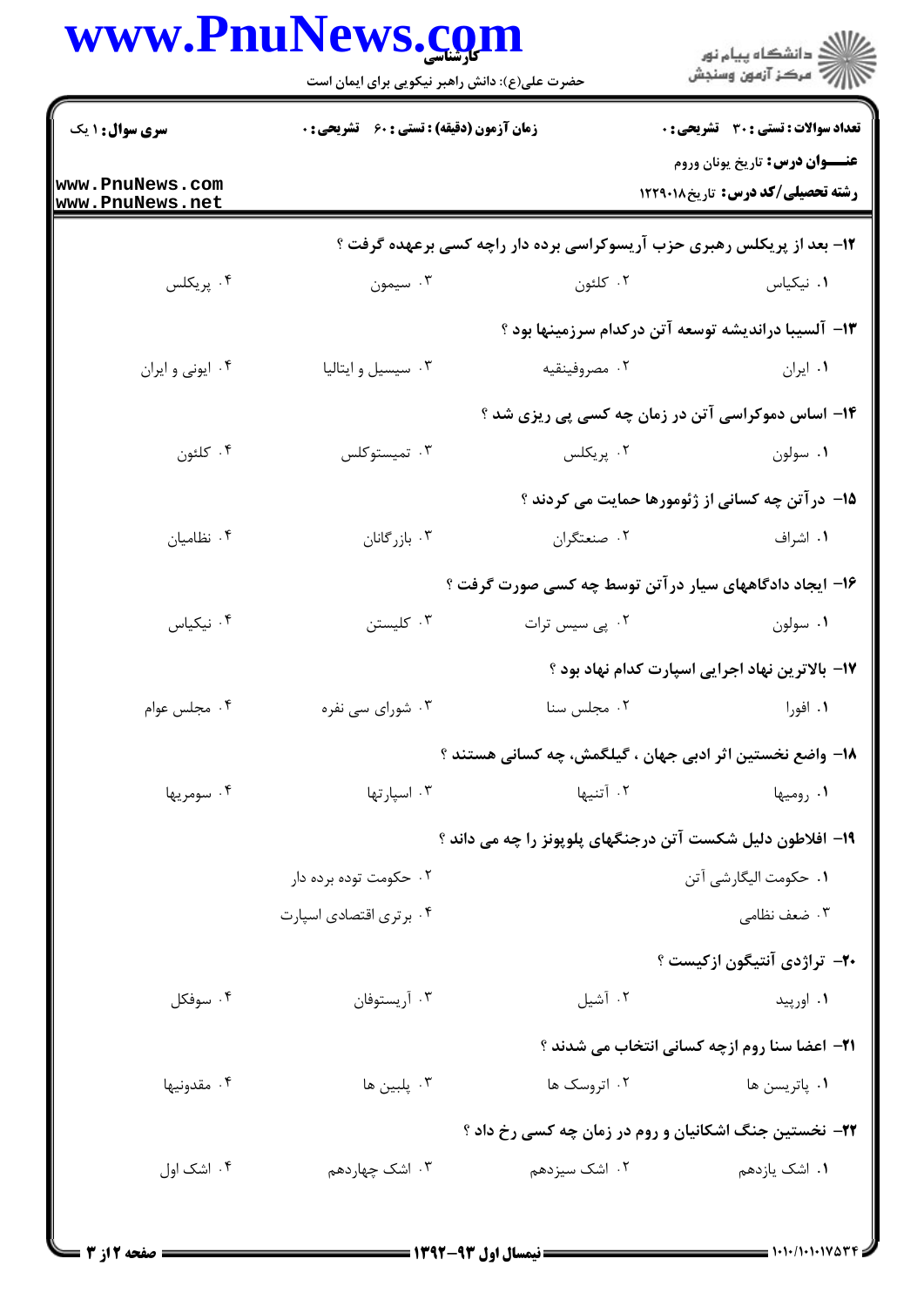**سری سوال:** ۱ یک

**زمان آزمون (دقیقه) : تستی : ۶۰ تشریحی : ۰**

**تعداد سوالات : تستی : ۳۰ تشریحی : ۰**

**عنـــوان درس:** تاریخ یونان وروم

**رشته تحصیلی/کد درس:** تاریخ۱۲۲۹۰۱۸

**۱۲- بعد از پریکلس رهبری حزب آریسوکراسی برده دار راچه کسی برعهده گرفت ؟**

۱. نیکیاس ۲. کلئون ۳. سیمون ۴. پریکلس

**۱۳- آلسیبا دراندیشه توسعه آتن درکدام سرزمینها بود ؟**

۱. ایران ۲. مصروفینقیه ۳. سیسیل و ایتالیا ۴. ایونی و ایران

**۱۴- اساس دموکراسی آتن در زمان چه کسی پی ریزی شد ؟**

۱. سولون ۲. پریکلس ۳. تمیستوکلس ۴. کلئون

**۱۵- درآتن چه کسانی از ژئومورها حمایت می کردند ؟**

۱. اشراف ۲. صنعتگران ۳. بازرگانان ۴. نظامیان

**۱۶- ایجاد دادگاههای سیار درآتن توسط چه کسی صورت گرفت ؟**

۱. سولون ۲. پی سیس ترات ۳. کلیستن ۴. نیکیاس

**۱۷- بالاترین نهاد اجرایی اسپارت کدام نهاد بود ؟**

۱. افورا ۲. مجلس سنا ۳. شورای سی نفره ۴. مجلس عوام

**۱۸- واضع نخستین اثر ادبی جهان ، گیلگمش، چه کسانی هستند ؟**

۱. رومیها ۲. آتنیها ۳. اسپارتها ۴. سومریها

**۱۹- افلاطون دلیل شکست آتن درجنگهای پلوپونز را چه می داند ؟**

۱. حکومت الیگارشی آتن
۲. حکومت توده برده دار
۳. ضعف نظامی
۴. برتری اقتصادی اسپارت

**۲۰- تراژدی آنتیگون ازکیست ؟**

۱. اورپید ۲. آشیل ۳. آریستوفان ۴. سوفکل

**۲۱- اعضا سنا روم ازچه کسانی انتخاب می شدند ؟**

۱. پاتریسن ها ۲. اتروسک ها ۳. پلبین ها ۴. مقدونیها

**۲۲- نخستین جنگ اشکانیان و روم در زمان چه کسی رخ داد ؟**

۱. اشک یازدهم ۲. اشک سیزدهم ۳. اشک چهاردهم ۴. اشک اول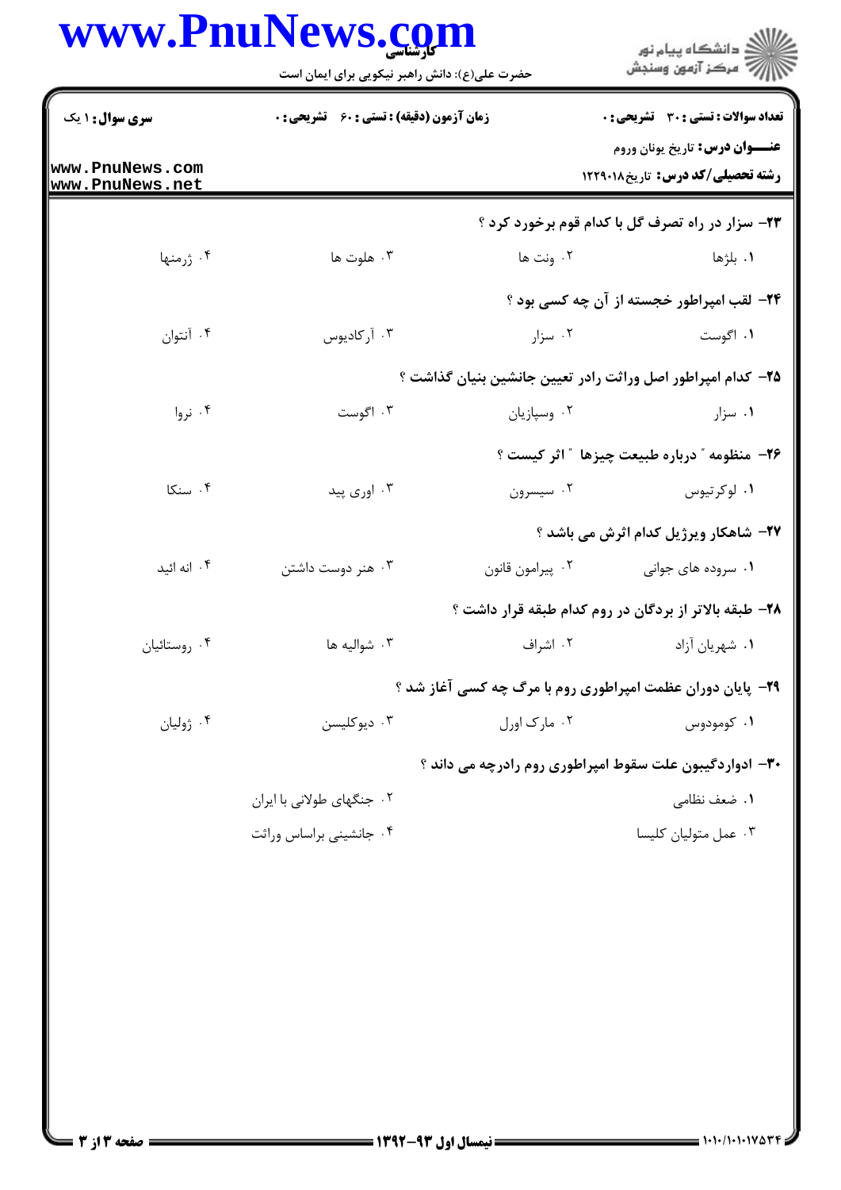**سری سوال:** ۱ یک

**زمان آزمون (دقیقه) : تستی : ۶۰ تشریحی : ۰**

**تعداد سوالات : تستی : ۳۰ تشریحی : ۰**

**عنـــوان درس:** تاریخ یونان وروم

**رشته تحصیلی/کد درس:** تاریخ۱۲۲۹۰۱۸

**۲۳- سزار در راه تصرف گل با کدام قوم برخورد کرد ؟**

۱. بلژها
۲. ونت ها
۳. هلوت ها
۴. ژرمنها

**۲۴- لقب امپراطور خجسته از آن چه کسی بود ؟**

۱. اگوست
۲. سزار
۳. آرکادیوس
۴. آنتوان

**۲۵- کدام امپراطور اصل وراثت رادر تعیین جانشین بنیان گذاشت ؟**

۱. سزار
۲. وسپازیان
۳. اگوست
۴. نروا

**۲۶- منظومه " درباره طبیعت چیزها " اثر کیست ؟**

۱. لوکرتیوس
۲. سیسرون
۳. اوری پید
۴. سنکا

**۲۷- شاهکار ویرژیل کدام اثرش می باشد ؟**

۱. سروده های جوانی
۲. پیرامون قانون
۳. هنر دوست داشتن
۴. انه ائید

**۲۸- طبقه بالاتر از بردگان در روم کدام طبقه قرار داشت ؟**

۱. شهریان آزاد
۲. اشراف
۳. شوالیه ها
۴. روستائیان

**۲۹- پایان دوران عظمت امپراطوری روم با مرگ چه کسی آغاز شد ؟**

۱. کومودوس
۲. مارک اورل
۳. دیوکلیسن
۴. ژولیان

**۳۰- ادواردگیبون علت سقوط امپراطوری روم رادرچه می داند ؟**

۱. ضعف نظامی
۲. جنگهای طولانی با ایران
۳. عمل متولیان کلیسا
۴. جانشینی براساس وراثت